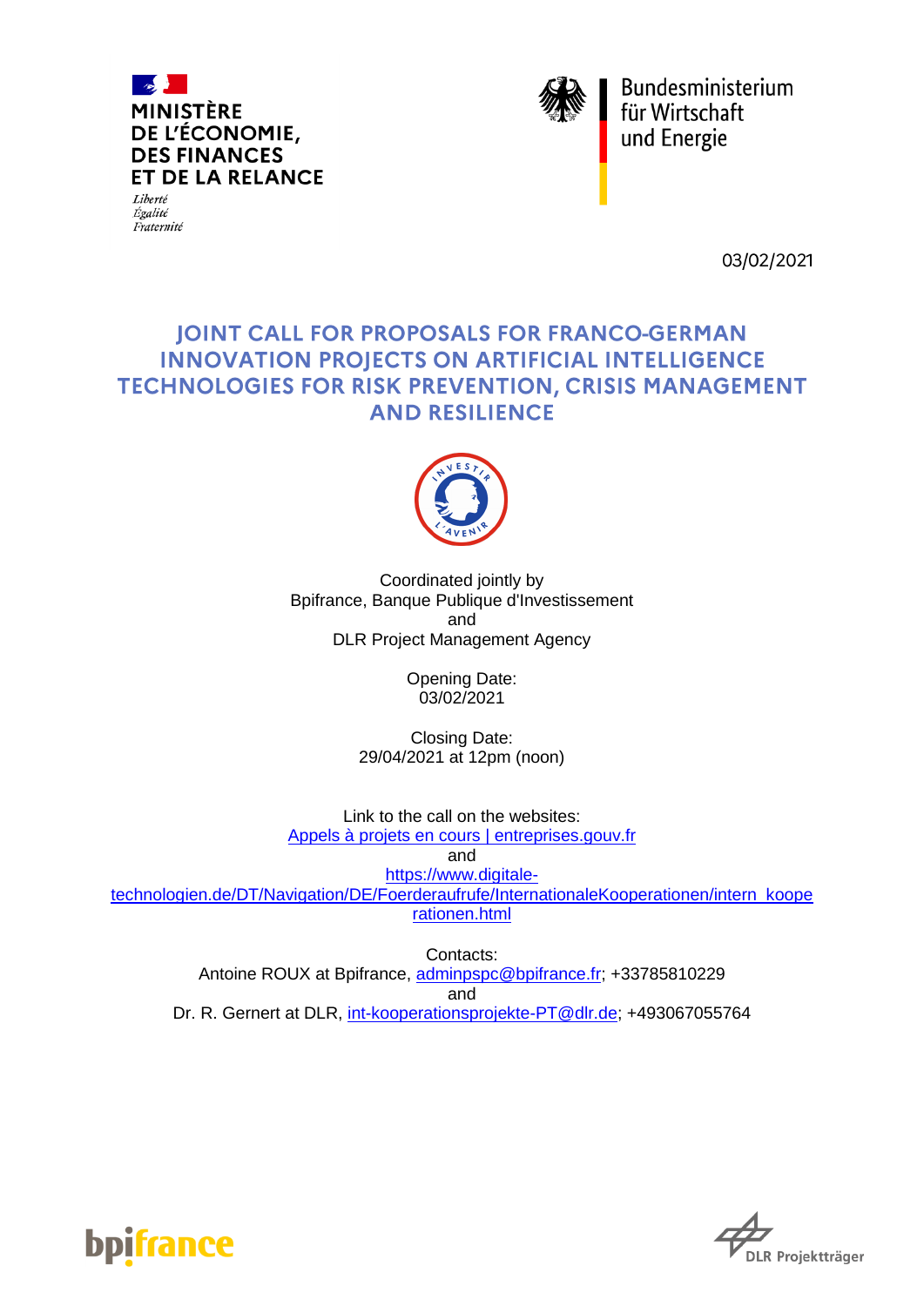MINISTÈRE
DE L'ÉCONOMIE,
DES FINANCES
ET DE LA RELANCE

*Liberté*
*Égalité*
*Fraternité*

Bundesministerium
für Wirtschaft
und Energie

03/02/2021

# JOINT CALL FOR PROPOSALS FOR FRANCO-GERMAN INNOVATION PROJECTS ON ARTIFICIAL INTELLIGENCE TECHNOLOGIES FOR RISK PREVENTION, CRISIS MANAGEMENT AND RESILIENCE

Coordinated jointly by
Bpifrance, Banque Publique d'Investissement
and
DLR Project Management Agency

Opening Date:
03/02/2021

Closing Date:
29/04/2021 at 12pm (noon)

Link to the call on the websites:
[Appels à projets en cours | entreprises.gouv.fr](Appels à projets en cours | entreprises.gouv.fr)
and
[https://www.digitale-technologien.de/DT/Navigation/DE/Foerderaufrufe/InternationaleKooperationen/intern_kooperationen.html](https://www.digitale-technologien.de/DT/Navigation/DE/Foerderaufrufe/InternationaleKooperationen/intern_kooperationen.html)

Contacts:
Antoine ROUX at Bpifrance, adminpspc@bpifrance.fr; +33785810229
and
Dr. R. Gernert at DLR, int-kooperationsprojekte-PT@dlr.de; +493067055764

bpifrance

DLR Projektträger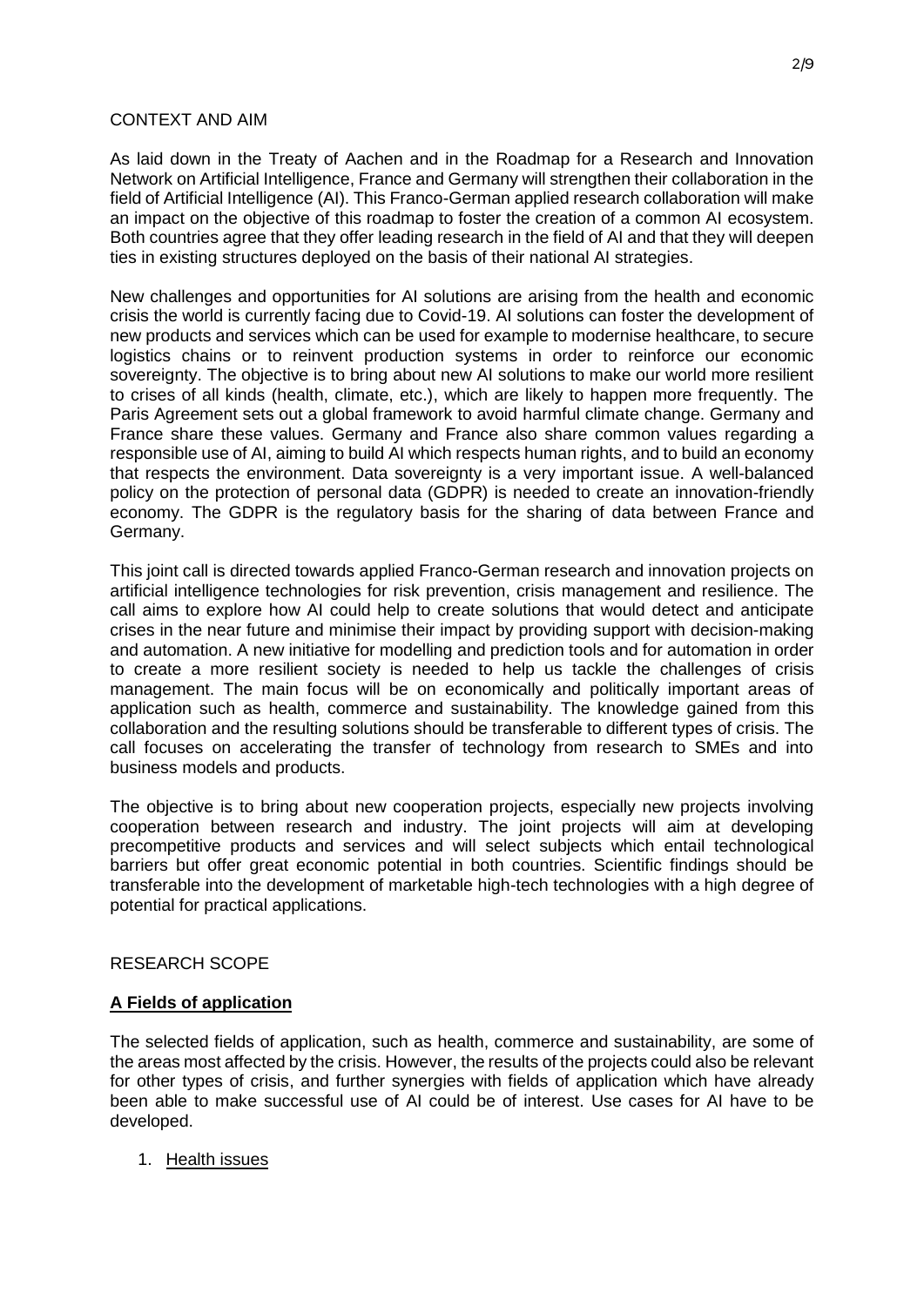## CONTEXT AND AIM

As laid down in the Treaty of Aachen and in the Roadmap for a Research and Innovation Network on Artificial Intelligence, France and Germany will strengthen their collaboration in the field of Artificial Intelligence (AI). This Franco-German applied research collaboration will make an impact on the objective of this roadmap to foster the creation of a common AI ecosystem. Both countries agree that they offer leading research in the field of AI and that they will deepen ties in existing structures deployed on the basis of their national AI strategies.

New challenges and opportunities for AI solutions are arising from the health and economic crisis the world is currently facing due to Covid-19. AI solutions can foster the development of new products and services which can be used for example to modernise healthcare, to secure logistics chains or to reinvent production systems in order to reinforce our economic sovereignty. The objective is to bring about new AI solutions to make our world more resilient to crises of all kinds (health, climate, etc.), which are likely to happen more frequently. The Paris Agreement sets out a global framework to avoid harmful climate change. Germany and France share these values. Germany and France also share common values regarding a responsible use of AI, aiming to build AI which respects human rights, and to build an economy that respects the environment. Data sovereignty is a very important issue. A well-balanced policy on the protection of personal data (GDPR) is needed to create an innovation-friendly economy. The GDPR is the regulatory basis for the sharing of data between France and Germany.

This joint call is directed towards applied Franco-German research and innovation projects on artificial intelligence technologies for risk prevention, crisis management and resilience. The call aims to explore how AI could help to create solutions that would detect and anticipate crises in the near future and minimise their impact by providing support with decision-making and automation. A new initiative for modelling and prediction tools and for automation in order to create a more resilient society is needed to help us tackle the challenges of crisis management. The main focus will be on economically and politically important areas of application such as health, commerce and sustainability. The knowledge gained from this collaboration and the resulting solutions should be transferable to different types of crisis. The call focuses on accelerating the transfer of technology from research to SMEs and into business models and products.

The objective is to bring about new cooperation projects, especially new projects involving cooperation between research and industry. The joint projects will aim at developing precompetitive products and services and will select subjects which entail technological barriers but offer great economic potential in both countries. Scientific findings should be transferable into the development of marketable high-tech technologies with a high degree of potential for practical applications.

## RESEARCH SCOPE

### A Fields of application

The selected fields of application, such as health, commerce and sustainability, are some of the areas most affected by the crisis. However, the results of the projects could also be relevant for other types of crisis, and further synergies with fields of application which have already been able to make successful use of AI could be of interest. Use cases for AI have to be developed.

1. Health issues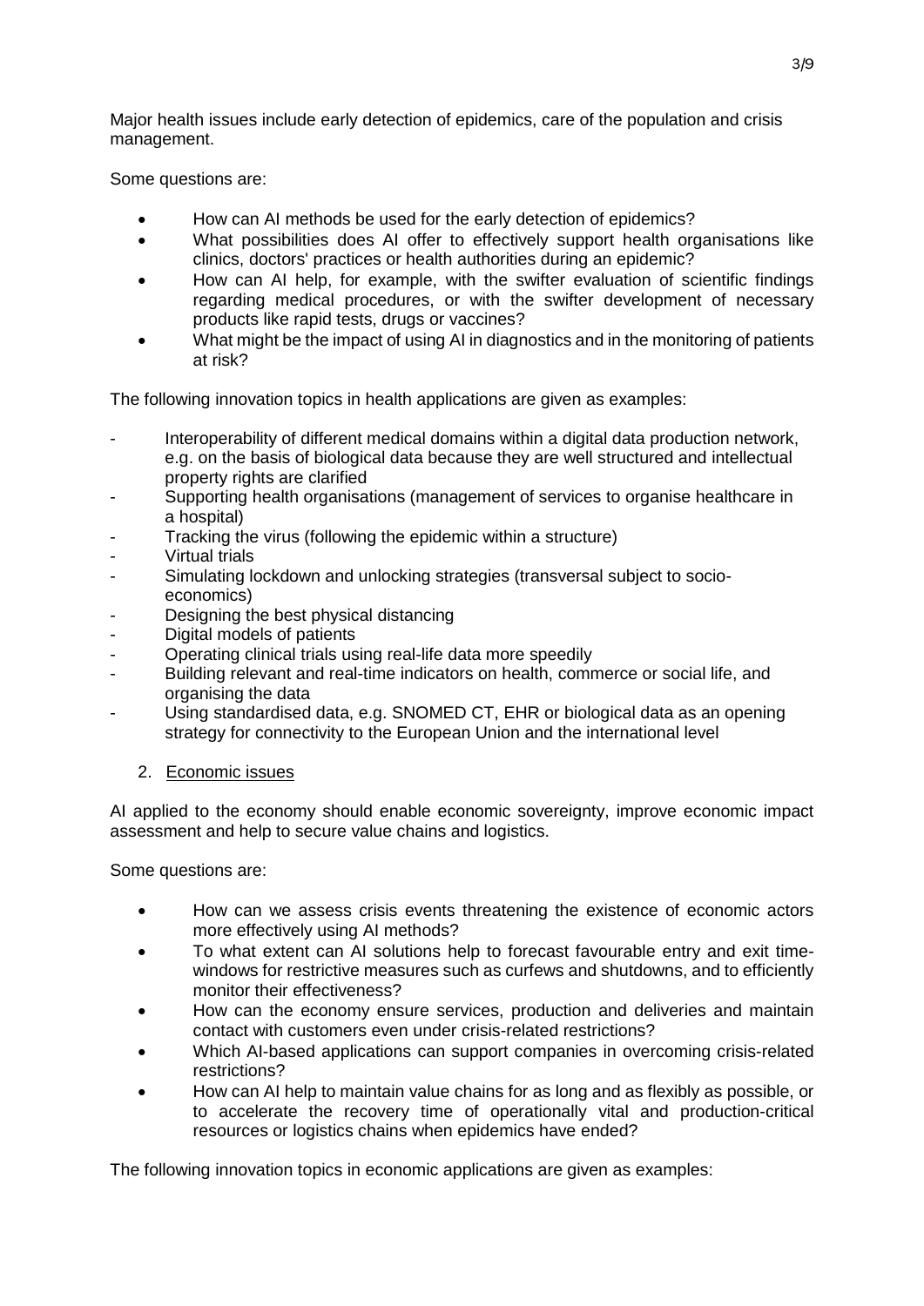Major health issues include early detection of epidemics, care of the population and crisis management.

Some questions are:

- How can AI methods be used for the early detection of epidemics?
- What possibilities does AI offer to effectively support health organisations like clinics, doctors' practices or health authorities during an epidemic?
- How can AI help, for example, with the swifter evaluation of scientific findings regarding medical procedures, or with the swifter development of necessary products like rapid tests, drugs or vaccines?
- What might be the impact of using AI in diagnostics and in the monitoring of patients at risk?

The following innovation topics in health applications are given as examples:

- Interoperability of different medical domains within a digital data production network, e.g. on the basis of biological data because they are well structured and intellectual property rights are clarified
- Supporting health organisations (management of services to organise healthcare in a hospital)
- Tracking the virus (following the epidemic within a structure)
- Virtual trials
- Simulating lockdown and unlocking strategies (transversal subject to socio-economics)
- Designing the best physical distancing
- Digital models of patients
- Operating clinical trials using real-life data more speedily
- Building relevant and real-time indicators on health, commerce or social life, and organising the data
- Using standardised data, e.g. SNOMED CT, EHR or biological data as an opening strategy for connectivity to the European Union and the international level

2. Economic issues

AI applied to the economy should enable economic sovereignty, improve economic impact assessment and help to secure value chains and logistics.

Some questions are:

- How can we assess crisis events threatening the existence of economic actors more effectively using AI methods?
- To what extent can AI solutions help to forecast favourable entry and exit time-windows for restrictive measures such as curfews and shutdowns, and to efficiently monitor their effectiveness?
- How can the economy ensure services, production and deliveries and maintain contact with customers even under crisis-related restrictions?
- Which AI-based applications can support companies in overcoming crisis-related restrictions?
- How can AI help to maintain value chains for as long and as flexibly as possible, or to accelerate the recovery time of operationally vital and production-critical resources or logistics chains when epidemics have ended?

The following innovation topics in economic applications are given as examples: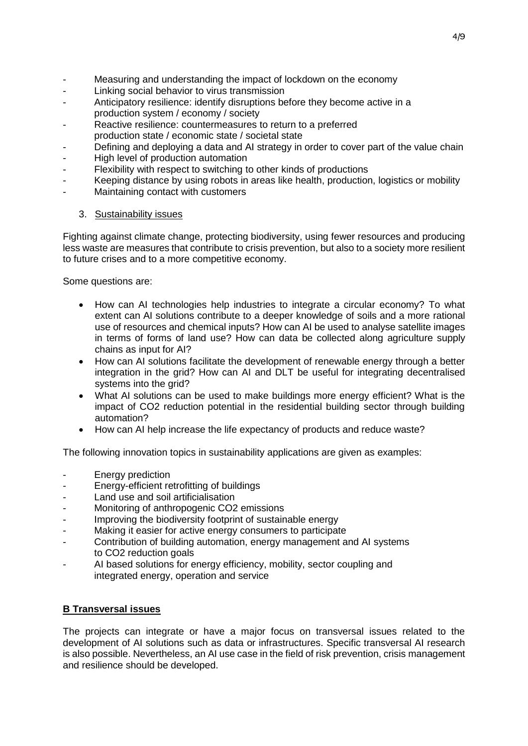- Measuring and understanding the impact of lockdown on the economy
- Linking social behavior to virus transmission
- Anticipatory resilience: identify disruptions before they become active in a production system / economy / society
- Reactive resilience: countermeasures to return to a preferred production state / economic state / societal state
- Defining and deploying a data and AI strategy in order to cover part of the value chain
- High level of production automation
- Flexibility with respect to switching to other kinds of productions
- Keeping distance by using robots in areas like health, production, logistics or mobility
- Maintaining contact with customers

### 3. Sustainability issues

Fighting against climate change, protecting biodiversity, using fewer resources and producing less waste are measures that contribute to crisis prevention, but also to a society more resilient to future crises and to a more competitive economy.

Some questions are:

- How can AI technologies help industries to integrate a circular economy? To what extent can AI solutions contribute to a deeper knowledge of soils and a more rational use of resources and chemical inputs? How can AI be used to analyse satellite images in terms of forms of land use? How can data be collected along agriculture supply chains as input for AI?
- How can AI solutions facilitate the development of renewable energy through a better integration in the grid? How can AI and DLT be useful for integrating decentralised systems into the grid?
- What AI solutions can be used to make buildings more energy efficient? What is the impact of $CO_2$ reduction potential in the residential building sector through building automation?
- How can AI help increase the life expectancy of products and reduce waste?

The following innovation topics in sustainability applications are given as examples:

- Energy prediction
- Energy-efficient retrofitting of buildings
- Land use and soil artificialisation
- Monitoring of anthropogenic $CO_2$ emissions
- Improving the biodiversity footprint of sustainable energy
- Making it easier for active energy consumers to participate
- Contribution of building automation, energy management and AI systems to $CO_2$ reduction goals
- AI based solutions for energy efficiency, mobility, sector coupling and integrated energy, operation and service

## B Transversal issues

The projects can integrate or have a major focus on transversal issues related to the development of AI solutions such as data or infrastructures. Specific transversal AI research is also possible. Nevertheless, an AI use case in the field of risk prevention, crisis management and resilience should be developed.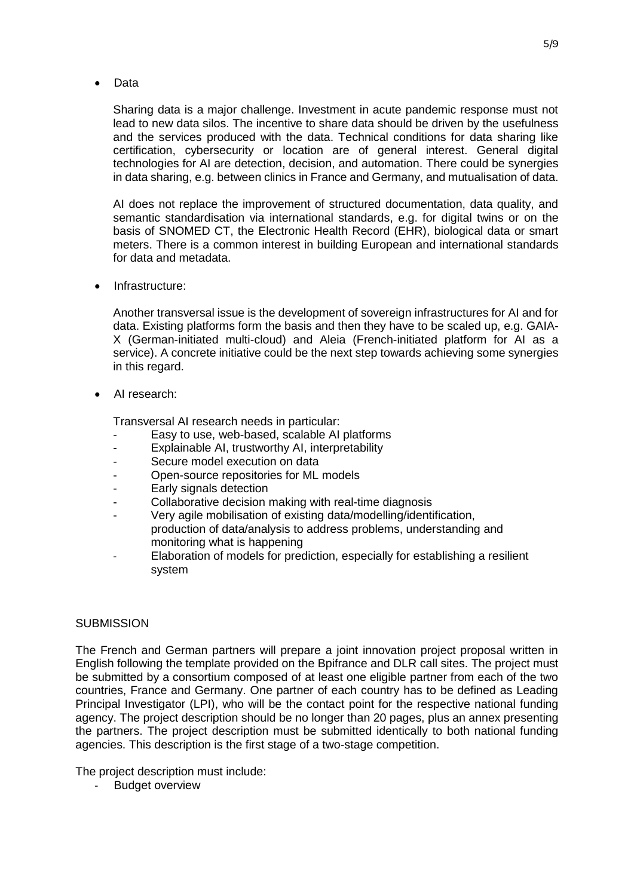- Data

  Sharing data is a major challenge. Investment in acute pandemic response must not lead to new data silos. The incentive to share data should be driven by the usefulness and the services produced with the data. Technical conditions for data sharing like certification, cybersecurity or location are of general interest. General digital technologies for AI are detection, decision, and automation. There could be synergies in data sharing, e.g. between clinics in France and Germany, and mutualisation of data.

  AI does not replace the improvement of structured documentation, data quality, and semantic standardisation via international standards, e.g. for digital twins or on the basis of SNOMED CT, the Electronic Health Record (EHR), biological data or smart meters. There is a common interest in building European and international standards for data and metadata.

- Infrastructure:

  Another transversal issue is the development of sovereign infrastructures for AI and for data. Existing platforms form the basis and then they have to be scaled up, e.g. GAIA-X (German-initiated multi-cloud) and Aleia (French-initiated platform for AI as a service). A concrete initiative could be the next step towards achieving some synergies in this regard.

- AI research:

  Transversal AI research needs in particular:
  - Easy to use, web-based, scalable AI platforms
  - Explainable AI, trustworthy AI, interpretability
  - Secure model execution on data
  - Open-source repositories for ML models
  - Early signals detection
  - Collaborative decision making with real-time diagnosis
  - Very agile mobilisation of existing data/modelling/identification, production of data/analysis to address problems, understanding and monitoring what is happening
  - Elaboration of models for prediction, especially for establishing a resilient system

## SUBMISSION

The French and German partners will prepare a joint innovation project proposal written in English following the template provided on the Bpifrance and DLR call sites. The project must be submitted by a consortium composed of at least one eligible partner from each of the two countries, France and Germany. One partner of each country has to be defined as Leading Principal Investigator (LPI), who will be the contact point for the respective national funding agency. The project description should be no longer than 20 pages, plus an annex presenting the partners. The project description must be submitted identically to both national funding agencies. This description is the first stage of a two-stage competition.

The project description must include:

- Budget overview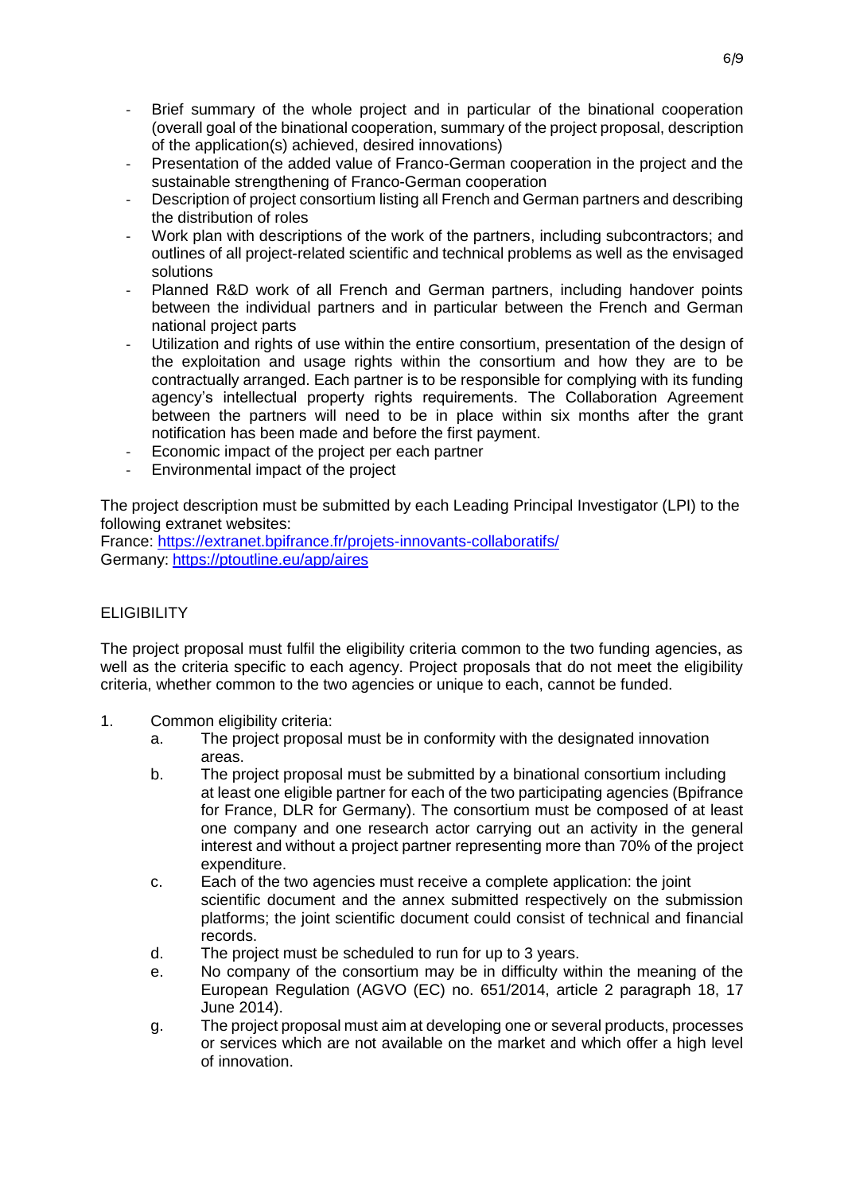- Brief summary of the whole project and in particular of the binational cooperation (overall goal of the binational cooperation, summary of the project proposal, description of the application(s) achieved, desired innovations)
- Presentation of the added value of Franco-German cooperation in the project and the sustainable strengthening of Franco-German cooperation
- Description of project consortium listing all French and German partners and describing the distribution of roles
- Work plan with descriptions of the work of the partners, including subcontractors; and outlines of all project-related scientific and technical problems as well as the envisaged solutions
- Planned R&D work of all French and German partners, including handover points between the individual partners and in particular between the French and German national project parts
- Utilization and rights of use within the entire consortium, presentation of the design of the exploitation and usage rights within the consortium and how they are to be contractually arranged. Each partner is to be responsible for complying with its funding agency's intellectual property rights requirements. The Collaboration Agreement between the partners will need to be in place within six months after the grant notification has been made and before the first payment.
- Economic impact of the project per each partner
- Environmental impact of the project

The project description must be submitted by each Leading Principal Investigator (LPI) to the following extranet websites:
France: [https://extranet.bpifrance.fr/projets-innovants-collaboratifs/](https://extranet.bpifrance.fr/projets-innovants-collaboratifs/)
Germany: [https://ptoutline.eu/app/aires](https://ptoutline.eu/app/aires)

## ELIGIBILITY

The project proposal must fulfil the eligibility criteria common to the two funding agencies, as well as the criteria specific to each agency. Project proposals that do not meet the eligibility criteria, whether common to the two agencies or unique to each, cannot be funded.

1. Common eligibility criteria:
   a. The project proposal must be in conformity with the designated innovation areas.
   b. The project proposal must be submitted by a binational consortium including at least one eligible partner for each of the two participating agencies (Bpifrance for France, DLR for Germany). The consortium must be composed of at least one company and one research actor carrying out an activity in the general interest and without a project partner representing more than 70% of the project expenditure.
   c. Each of the two agencies must receive a complete application: the joint scientific document and the annex submitted respectively on the submission platforms; the joint scientific document could consist of technical and financial records.
   d. The project must be scheduled to run for up to 3 years.
   e. No company of the consortium may be in difficulty within the meaning of the European Regulation (AGVO (EC) no. 651/2014, article 2 paragraph 18, 17 June 2014).
   g. The project proposal must aim at developing one or several products, processes or services which are not available on the market and which offer a high level of innovation.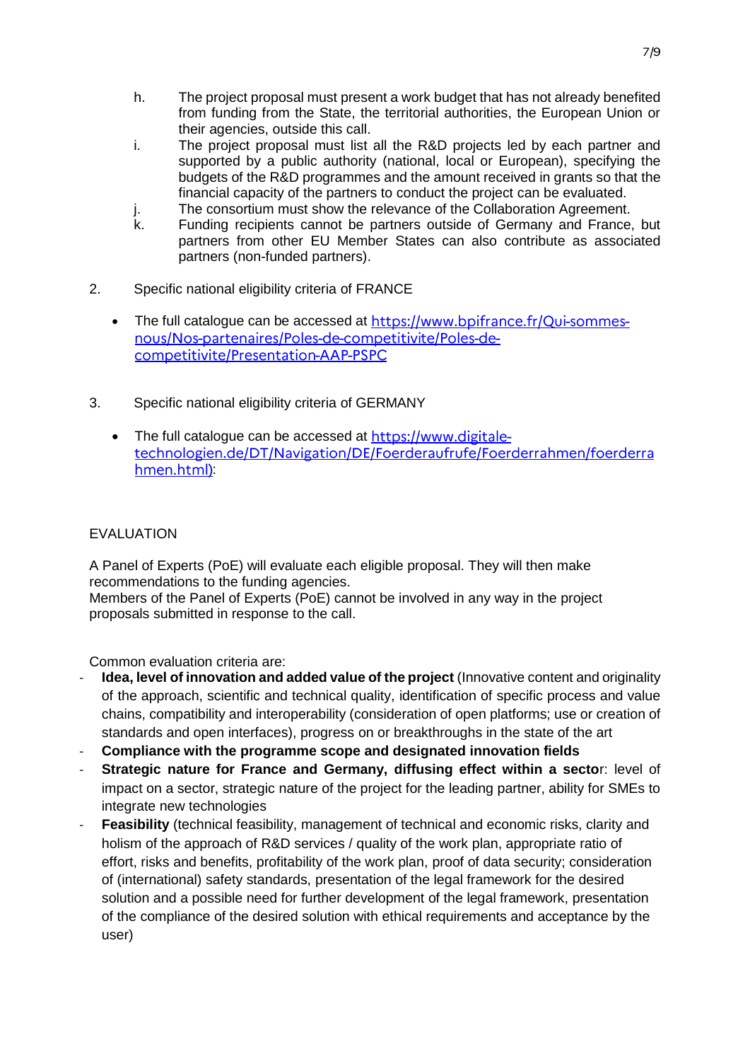h. The project proposal must present a work budget that has not already benefited from funding from the State, the territorial authorities, the European Union or their agencies, outside this call.

i. The project proposal must list all the R&D projects led by each partner and supported by a public authority (national, local or European), specifying the budgets of the R&D programmes and the amount received in grants so that the financial capacity of the partners to conduct the project can be evaluated.

j. The consortium must show the relevance of the Collaboration Agreement.

k. Funding recipients cannot be partners outside of Germany and France, but partners from other EU Member States can also contribute as associated partners (non-funded partners).

2. Specific national eligibility criteria of FRANCE

   - The full catalogue can be accessed at https://www.bpifrance.fr/Qui-sommes-nous/Nos-partenaires/Poles-de-competitivite/Poles-de-competitivite/Presentation-AAP-PSPC

3. Specific national eligibility criteria of GERMANY

   - The full catalogue can be accessed at https://www.digitale-technologien.de/DT/Navigation/DE/Foerderaufrufe/Foerderrahmen/foerderrahmen.html):

## EVALUATION

A Panel of Experts (PoE) will evaluate each eligible proposal. They will then make recommendations to the funding agencies.
Members of the Panel of Experts (PoE) cannot be involved in any way in the project proposals submitted in response to the call.

Common evaluation criteria are:

- **Idea, level of innovation and added value of the project** (Innovative content and originality of the approach, scientific and technical quality, identification of specific process and value chains, compatibility and interoperability (consideration of open platforms; use or creation of standards and open interfaces), progress on or breakthroughs in the state of the art
- **Compliance with the programme scope and designated innovation fields**
- **Strategic nature for France and Germany, diffusing effect within a sector**: level of impact on a sector, strategic nature of the project for the leading partner, ability for SMEs to integrate new technologies
- **Feasibility** (technical feasibility, management of technical and economic risks, clarity and holism of the approach of R&D services / quality of the work plan, appropriate ratio of effort, risks and benefits, profitability of the work plan, proof of data security; consideration of (international) safety standards, presentation of the legal framework for the desired solution and a possible need for further development of the legal framework, presentation of the compliance of the desired solution with ethical requirements and acceptance by the user)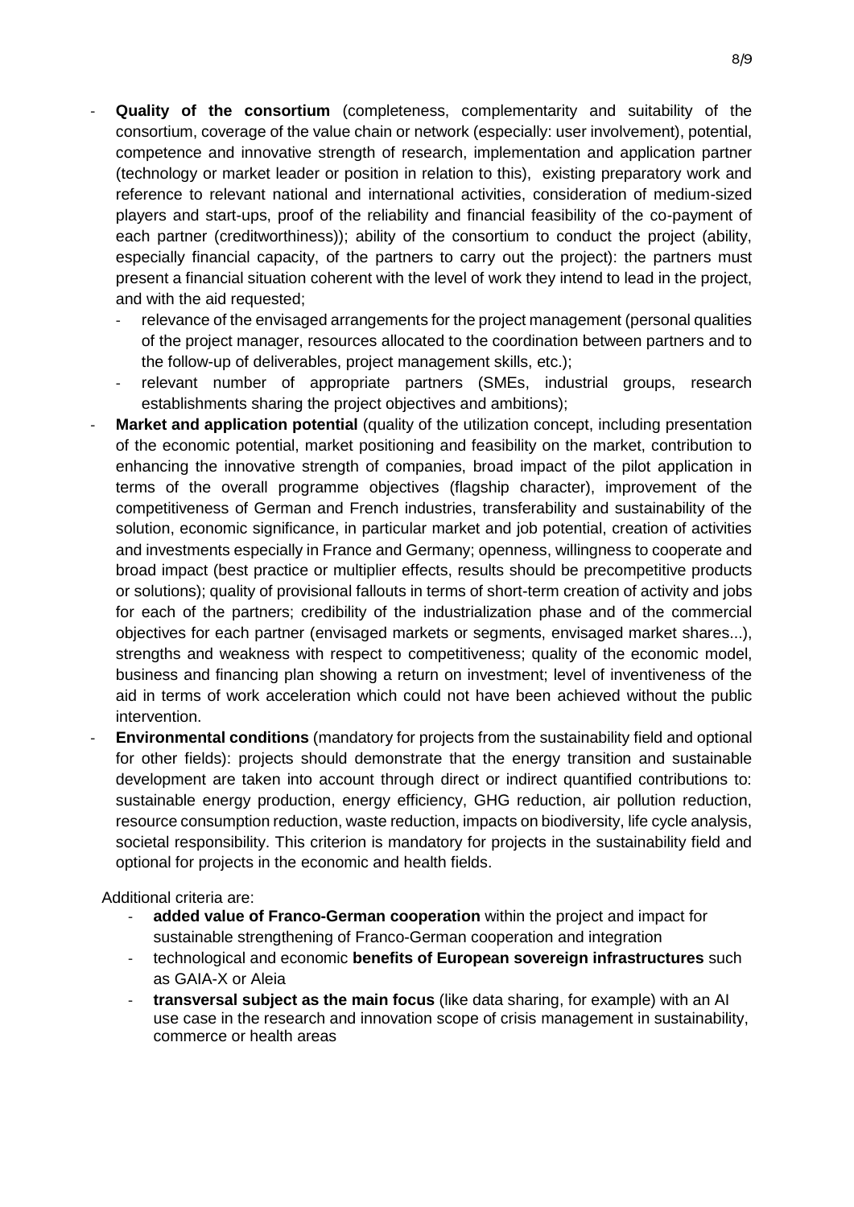- **Quality of the consortium** (completeness, complementarity and suitability of the consortium, coverage of the value chain or network (especially: user involvement), potential, competence and innovative strength of research, implementation and application partner (technology or market leader or position in relation to this), existing preparatory work and reference to relevant national and international activities, consideration of medium-sized players and start-ups, proof of the reliability and financial feasibility of the co-payment of each partner (creditworthiness)); ability of the consortium to conduct the project (ability, especially financial capacity, of the partners to carry out the project): the partners must present a financial situation coherent with the level of work they intend to lead in the project, and with the aid requested;
    - relevance of the envisaged arrangements for the project management (personal qualities of the project manager, resources allocated to the coordination between partners and to the follow-up of deliverables, project management skills, etc.);
    - relevant number of appropriate partners (SMEs, industrial groups, research establishments sharing the project objectives and ambitions);
- **Market and application potential** (quality of the utilization concept, including presentation of the economic potential, market positioning and feasibility on the market, contribution to enhancing the innovative strength of companies, broad impact of the pilot application in terms of the overall programme objectives (flagship character), improvement of the competitiveness of German and French industries, transferability and sustainability of the solution, economic significance, in particular market and job potential, creation of activities and investments especially in France and Germany; openness, willingness to cooperate and broad impact (best practice or multiplier effects, results should be precompetitive products or solutions); quality of provisional fallouts in terms of short-term creation of activity and jobs for each of the partners; credibility of the industrialization phase and of the commercial objectives for each partner (envisaged markets or segments, envisaged market shares...), strengths and weakness with respect to competitiveness; quality of the economic model, business and financing plan showing a return on investment; level of inventiveness of the aid in terms of work acceleration which could not have been achieved without the public intervention.
- **Environmental conditions** (mandatory for projects from the sustainability field and optional for other fields): projects should demonstrate that the energy transition and sustainable development are taken into account through direct or indirect quantified contributions to: sustainable energy production, energy efficiency, GHG reduction, air pollution reduction, resource consumption reduction, waste reduction, impacts on biodiversity, life cycle analysis, societal responsibility. This criterion is mandatory for projects in the sustainability field and optional for projects in the economic and health fields.

Additional criteria are:

- **added value of Franco-German cooperation** within the project and impact for sustainable strengthening of Franco-German cooperation and integration
- technological and economic **benefits of European sovereign infrastructures** such as GAIA-X or Aleia
- **transversal subject as the main focus** (like data sharing, for example) with an AI use case in the research and innovation scope of crisis management in sustainability, commerce or health areas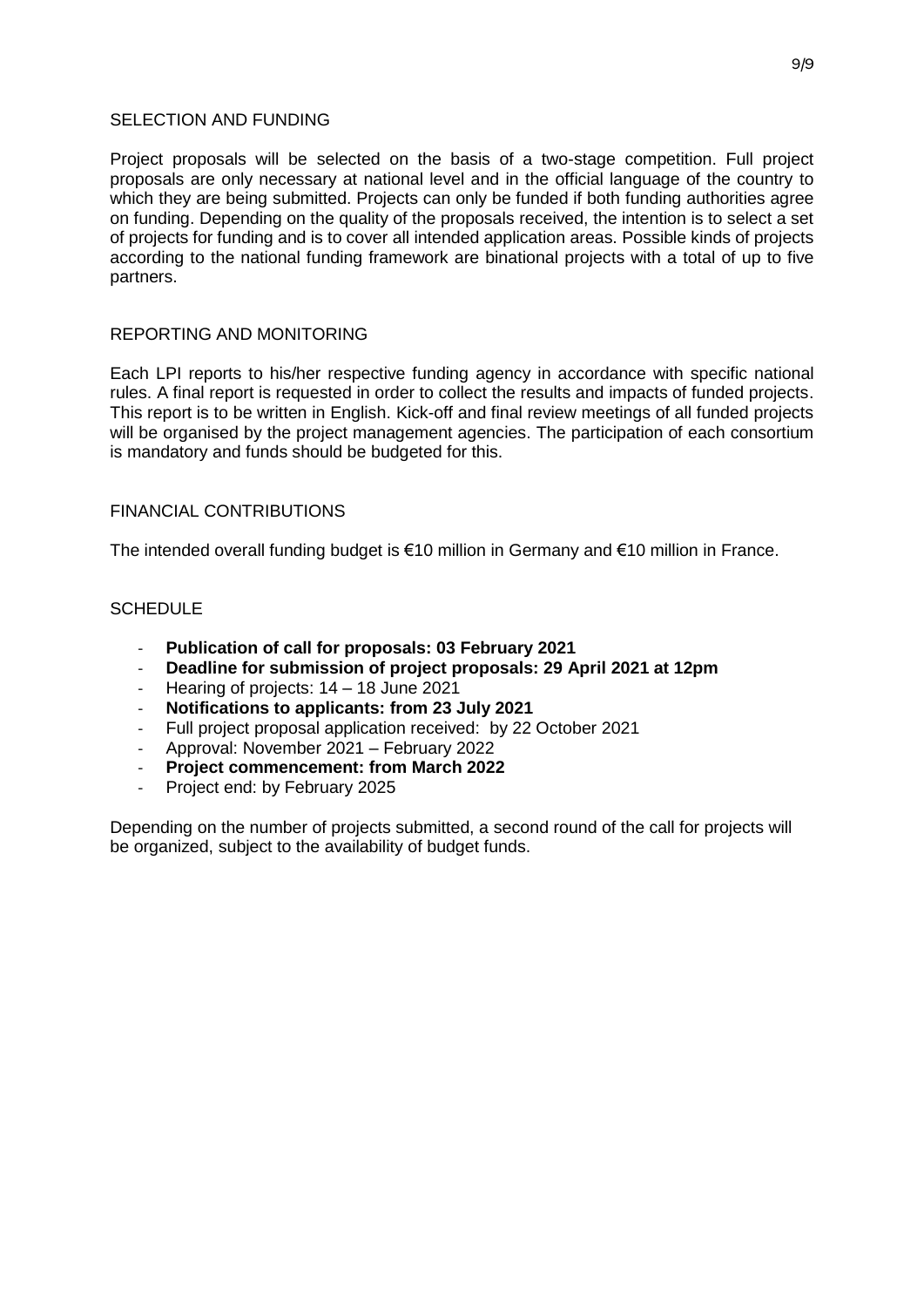## SELECTION AND FUNDING

Project proposals will be selected on the basis of a two-stage competition. Full project proposals are only necessary at national level and in the official language of the country to which they are being submitted. Projects can only be funded if both funding authorities agree on funding. Depending on the quality of the proposals received, the intention is to select a set of projects for funding and is to cover all intended application areas. Possible kinds of projects according to the national funding framework are binational projects with a total of up to five partners.

## REPORTING AND MONITORING

Each LPI reports to his/her respective funding agency in accordance with specific national rules. A final report is requested in order to collect the results and impacts of funded projects. This report is to be written in English. Kick-off and final review meetings of all funded projects will be organised by the project management agencies. The participation of each consortium is mandatory and funds should be budgeted for this.

## FINANCIAL CONTRIBUTIONS

The intended overall funding budget is €10 million in Germany and €10 million in France.

## SCHEDULE

- **Publication of call for proposals: 03 February 2021**
- **Deadline for submission of project proposals: 29 April 2021 at 12pm**
- Hearing of projects: 14 – 18 June 2021
- **Notifications to applicants: from 23 July 2021**
- Full project proposal application received: by 22 October 2021
- Approval: November 2021 – February 2022
- **Project commencement: from March 2022**
- Project end: by February 2025

Depending on the number of projects submitted, a second round of the call for projects will be organized, subject to the availability of budget funds.